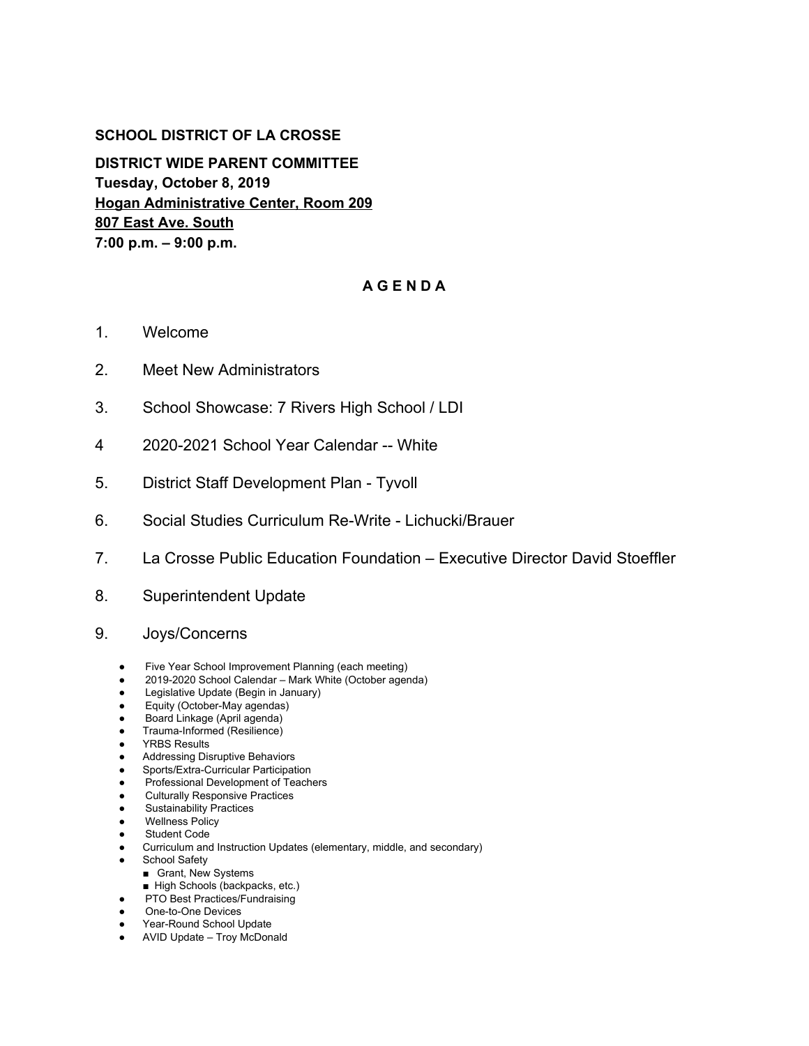**SCHOOL DISTRICT OF LA CROSSE**

**DISTRICT WIDE PARENT COMMITTEE**
**Tuesday, October 8, 2019**
**Hogan Administrative Center, Room 209**
**807 East Ave. South**
**7:00 p.m. – 9:00 p.m.**

**A G E N D A**

1. Welcome
2. Meet New Administrators
3. School Showcase: 7 Rivers High School / LDI
4 2020-2021 School Year Calendar -- White
5. District Staff Development Plan - Tyvoll
6. Social Studies Curriculum Re-Write - Lichucki/Brauer
7. La Crosse Public Education Foundation – Executive Director David Stoeffler
8. Superintendent Update
9. Joys/Concerns

- Five Year School Improvement Planning (each meeting)
- 2019-2020 School Calendar – Mark White (October agenda)
- Legislative Update (Begin in January)
- Equity (October-May agendas)
- Board Linkage (April agenda)
- Trauma-Informed (Resilience)
- YRBS Results
- Addressing Disruptive Behaviors
- Sports/Extra-Curricular Participation
- Professional Development of Teachers
- Culturally Responsive Practices
- Sustainability Practices
- Wellness Policy
- Student Code
- Curriculum and Instruction Updates (elementary, middle, and secondary)
- School Safety
  - Grant, New Systems
  - High Schools (backpacks, etc.)
- PTO Best Practices/Fundraising
- One-to-One Devices
- Year-Round School Update
- AVID Update – Troy McDonald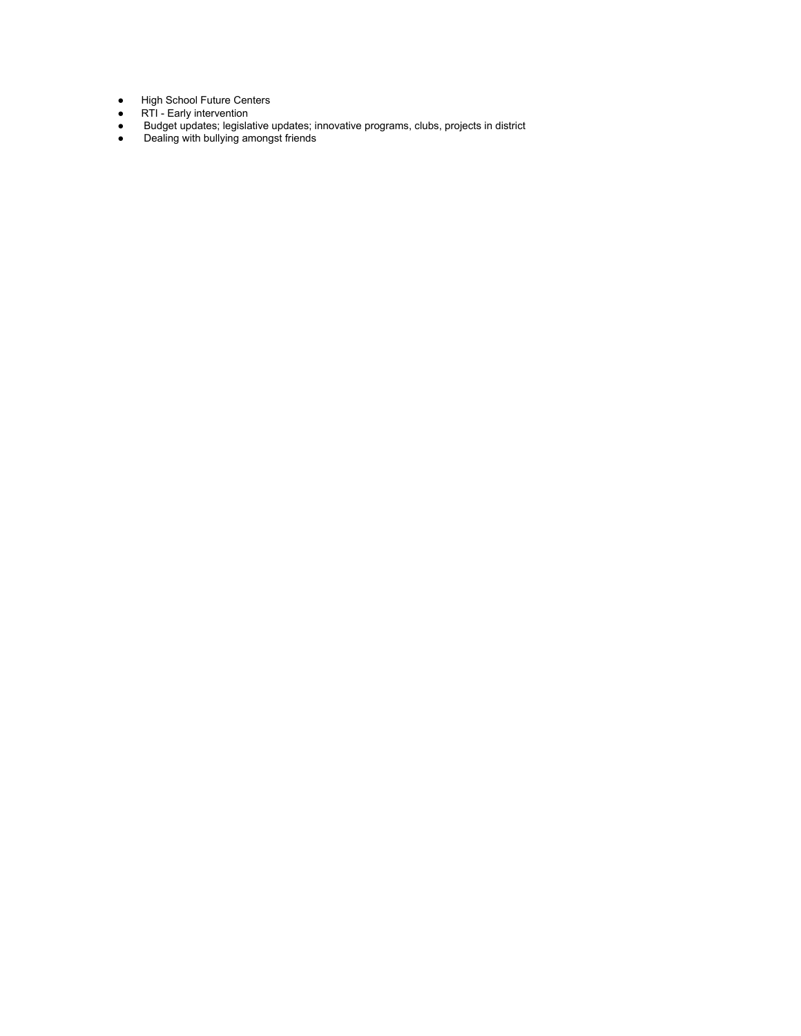- High School Future Centers
- RTI - Early intervention
- Budget updates; legislative updates; innovative programs, clubs, projects in district
- Dealing with bullying amongst friends